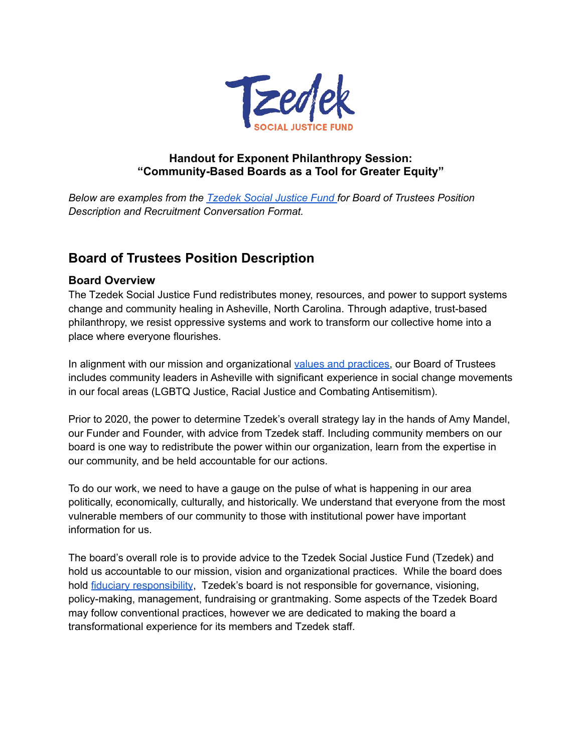Tzedek SOCIAL JUSTICE FUND

**Handout for Exponent Philanthropy Session:**
**"Community-Based Boards as a Tool for Greater Equity"**

*Below are examples from the [Tzedek Social Justice Fund](#) for Board of Trustees Position Description and Recruitment Conversation Format.*

## Board of Trustees Position Description

### Board Overview

The Tzedek Social Justice Fund redistributes money, resources, and power to support systems change and community healing in Asheville, North Carolina. Through adaptive, trust-based philanthropy, we resist oppressive systems and work to transform our collective home into a place where everyone flourishes.

In alignment with our mission and organizational [values and practices](#), our Board of Trustees includes community leaders in Asheville with significant experience in social change movements in our focal areas (LGBTQ Justice, Racial Justice and Combating Antisemitism).

Prior to 2020, the power to determine Tzedek's overall strategy lay in the hands of Amy Mandel, our Funder and Founder, with advice from Tzedek staff. Including community members on our board is one way to redistribute the power within our organization, learn from the expertise in our community, and be held accountable for our actions.

To do our work, we need to have a gauge on the pulse of what is happening in our area politically, economically, culturally, and historically. We understand that everyone from the most vulnerable members of our community to those with institutional power have important information for us.

The board's overall role is to provide advice to the Tzedek Social Justice Fund (Tzedek) and hold us accountable to our mission, vision and organizational practices. While the board does hold [fiduciary responsibility](#), Tzedek's board is not responsible for governance, visioning, policy-making, management, fundraising or grantmaking. Some aspects of the Tzedek Board may follow conventional practices, however we are dedicated to making the board a transformational experience for its members and Tzedek staff.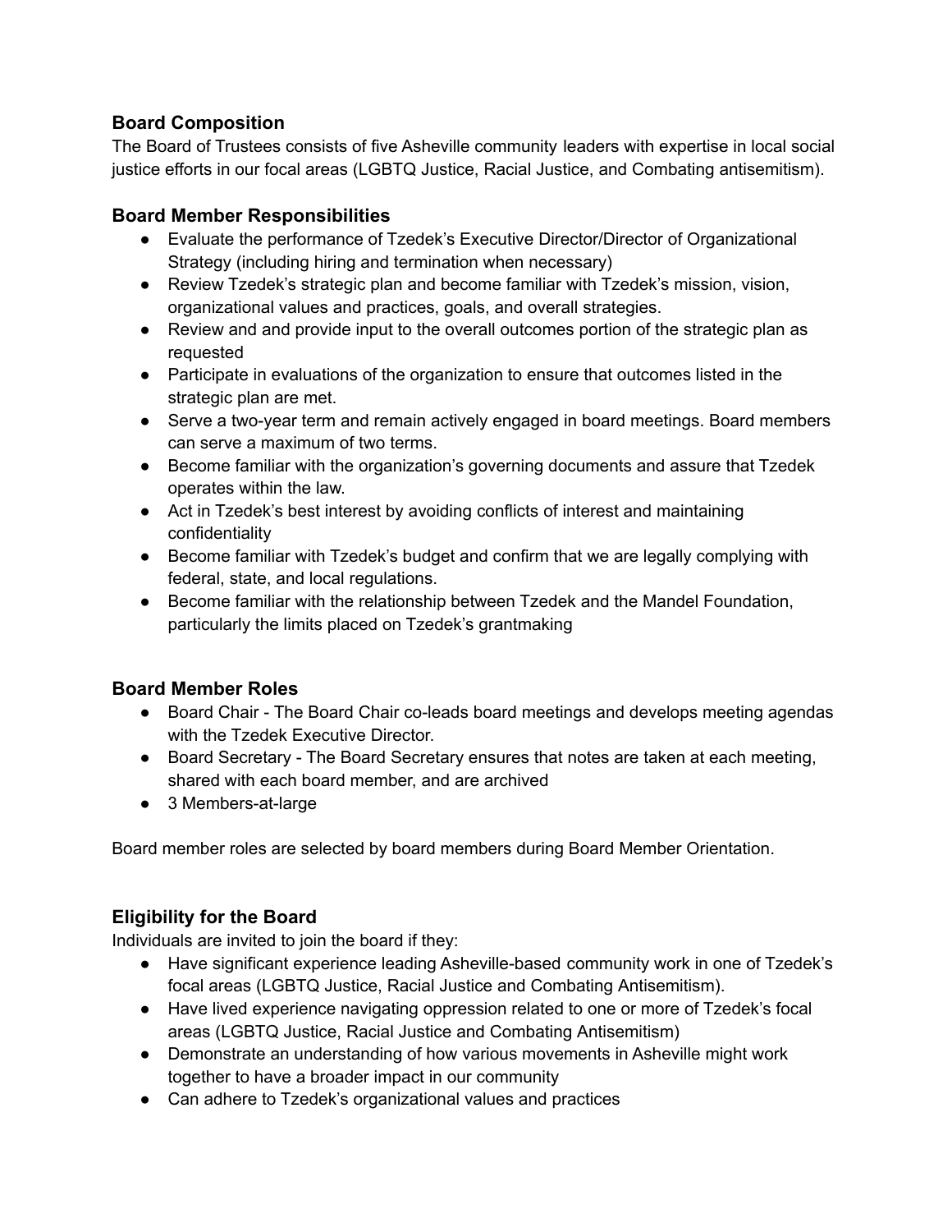## Board Composition

The Board of Trustees consists of five Asheville community leaders with expertise in local social justice efforts in our focal areas (LGBTQ Justice, Racial Justice, and Combating antisemitism).

### Board Member Responsibilities

- Evaluate the performance of Tzedek's Executive Director/Director of Organizational Strategy (including hiring and termination when necessary)
- Review Tzedek's strategic plan and become familiar with Tzedek's mission, vision, organizational values and practices, goals, and overall strategies.
- Review and and provide input to the overall outcomes portion of the strategic plan as requested
- Participate in evaluations of the organization to ensure that outcomes listed in the strategic plan are met.
- Serve a two-year term and remain actively engaged in board meetings. Board members can serve a maximum of two terms.
- Become familiar with the organization's governing documents and assure that Tzedek operates within the law.
- Act in Tzedek's best interest by avoiding conflicts of interest and maintaining confidentiality
- Become familiar with Tzedek's budget and confirm that we are legally complying with federal, state, and local regulations.
- Become familiar with the relationship between Tzedek and the Mandel Foundation, particularly the limits placed on Tzedek's grantmaking

### Board Member Roles

- Board Chair - The Board Chair co-leads board meetings and develops meeting agendas with the Tzedek Executive Director.
- Board Secretary - The Board Secretary ensures that notes are taken at each meeting, shared with each board member, and are archived
- 3 Members-at-large

Board member roles are selected by board members during Board Member Orientation.

### Eligibility for the Board

Individuals are invited to join the board if they:

- Have significant experience leading Asheville-based community work in one of Tzedek's focal areas (LGBTQ Justice, Racial Justice and Combating Antisemitism).
- Have lived experience navigating oppression related to one or more of Tzedek's focal areas (LGBTQ Justice, Racial Justice and Combating Antisemitism)
- Demonstrate an understanding of how various movements in Asheville might work together to have a broader impact in our community
- Can adhere to Tzedek's organizational values and practices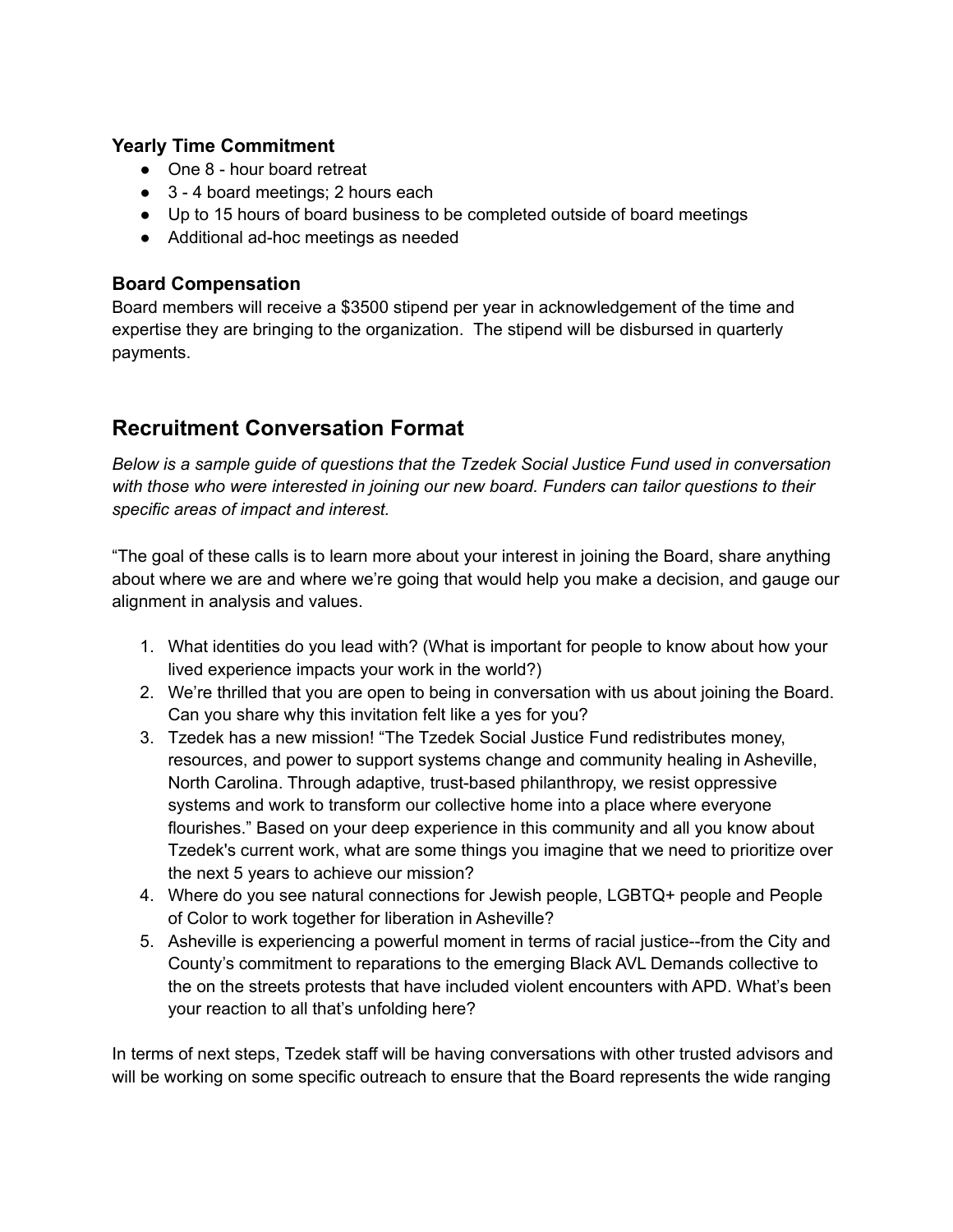### Yearly Time Commitment

- One 8 - hour board retreat
- 3 - 4 board meetings; 2 hours each
- Up to 15 hours of board business to be completed outside of board meetings
- Additional ad-hoc meetings as needed

### Board Compensation

Board members will receive a $3500 stipend per year in acknowledgement of the time and expertise they are bringing to the organization. The stipend will be disbursed in quarterly payments.

## Recruitment Conversation Format

*Below is a sample guide of questions that the Tzedek Social Justice Fund used in conversation with those who were interested in joining our new board. Funders can tailor questions to their specific areas of impact and interest.*

"The goal of these calls is to learn more about your interest in joining the Board, share anything about where we are and where we're going that would help you make a decision, and gauge our alignment in analysis and values.

1. What identities do you lead with? (What is important for people to know about how your lived experience impacts your work in the world?)
2. We're thrilled that you are open to being in conversation with us about joining the Board. Can you share why this invitation felt like a yes for you?
3. Tzedek has a new mission! "The Tzedek Social Justice Fund redistributes money, resources, and power to support systems change and community healing in Asheville, North Carolina. Through adaptive, trust-based philanthropy, we resist oppressive systems and work to transform our collective home into a place where everyone flourishes." Based on your deep experience in this community and all you know about Tzedek's current work, what are some things you imagine that we need to prioritize over the next 5 years to achieve our mission?
4. Where do you see natural connections for Jewish people, LGBTQ+ people and People of Color to work together for liberation in Asheville?
5. Asheville is experiencing a powerful moment in terms of racial justice--from the City and County's commitment to reparations to the emerging Black AVL Demands collective to the on the streets protests that have included violent encounters with APD. What's been your reaction to all that's unfolding here?

In terms of next steps, Tzedek staff will be having conversations with other trusted advisors and will be working on some specific outreach to ensure that the Board represents the wide ranging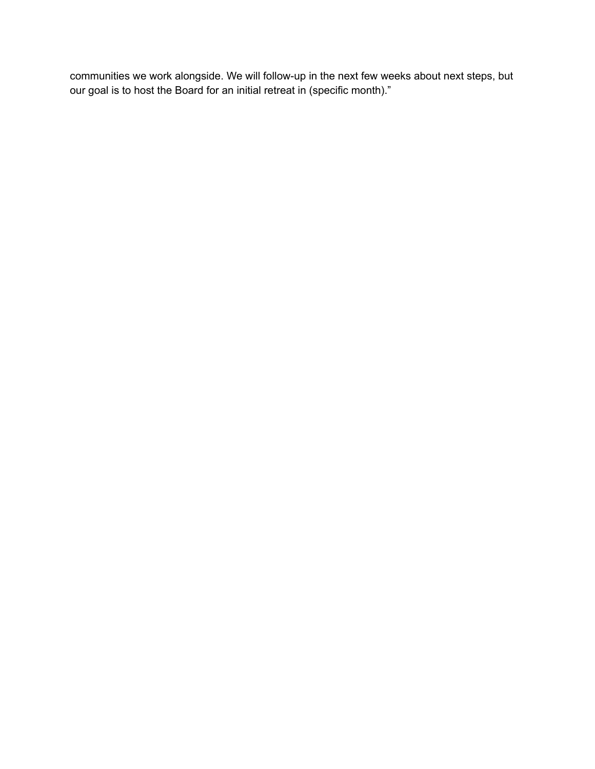communities we work alongside. We will follow-up in the next few weeks about next steps, but our goal is to host the Board for an initial retreat in (specific month)."